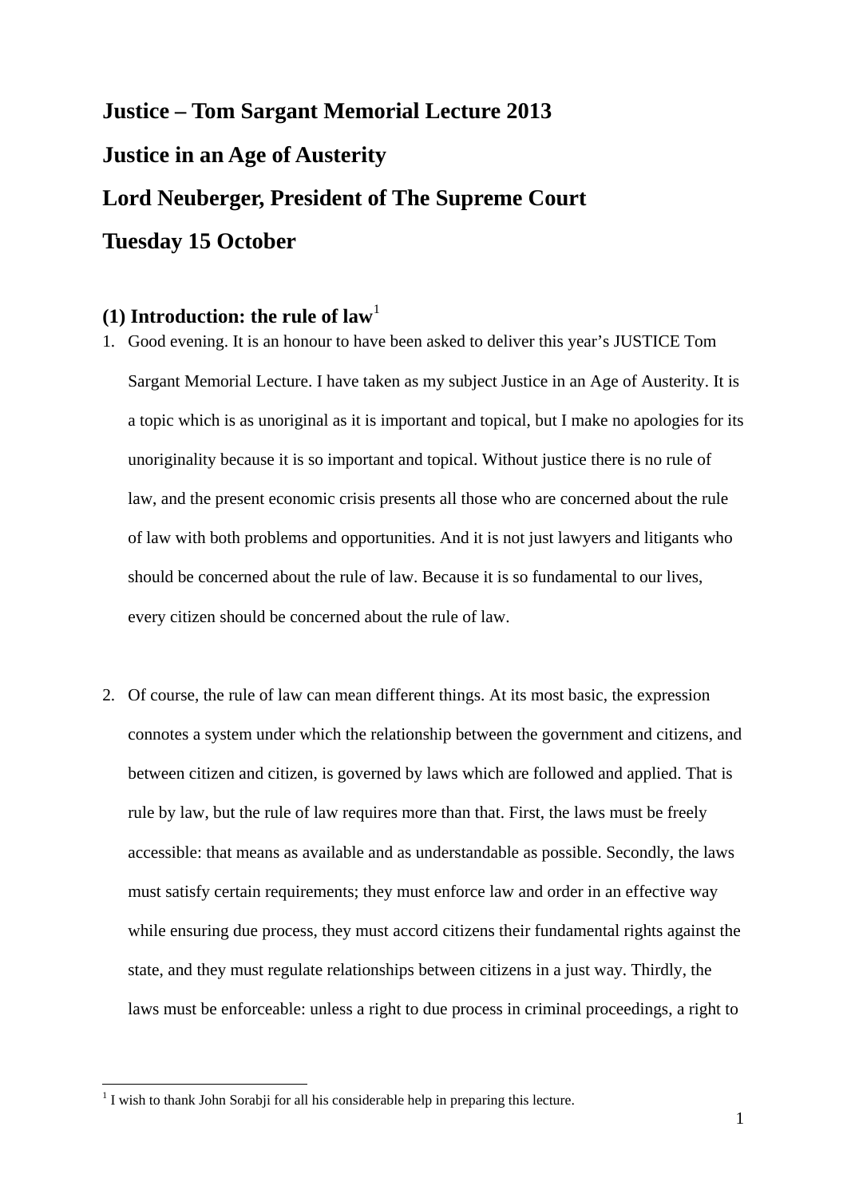# Justice – Tom Sargant Memorial Lecture 2013

# Justice in an Age of Austerity

# Lord Neuberger, President of The Supreme Court

# Tuesday 15 October

## (1) Introduction: the rule of law[1]

1. Good evening. It is an honour to have been asked to deliver this year's JUSTICE Tom Sargant Memorial Lecture. I have taken as my subject Justice in an Age of Austerity. It is a topic which is as unoriginal as it is important and topical, but I make no apologies for its unoriginality because it is so important and topical. Without justice there is no rule of law, and the present economic crisis presents all those who are concerned about the rule of law with both problems and opportunities. And it is not just lawyers and litigants who should be concerned about the rule of law. Because it is so fundamental to our lives, every citizen should be concerned about the rule of law.

2. Of course, the rule of law can mean different things. At its most basic, the expression connotes a system under which the relationship between the government and citizens, and between citizen and citizen, is governed by laws which are followed and applied. That is rule by law, but the rule of law requires more than that. First, the laws must be freely accessible: that means as available and as understandable as possible. Secondly, the laws must satisfy certain requirements; they must enforce law and order in an effective way while ensuring due process, they must accord citizens their fundamental rights against the state, and they must regulate relationships between citizens in a just way. Thirdly, the laws must be enforceable: unless a right to due process in criminal proceedings, a right to

---

[1] I wish to thank John Sorabji for all his considerable help in preparing this lecture.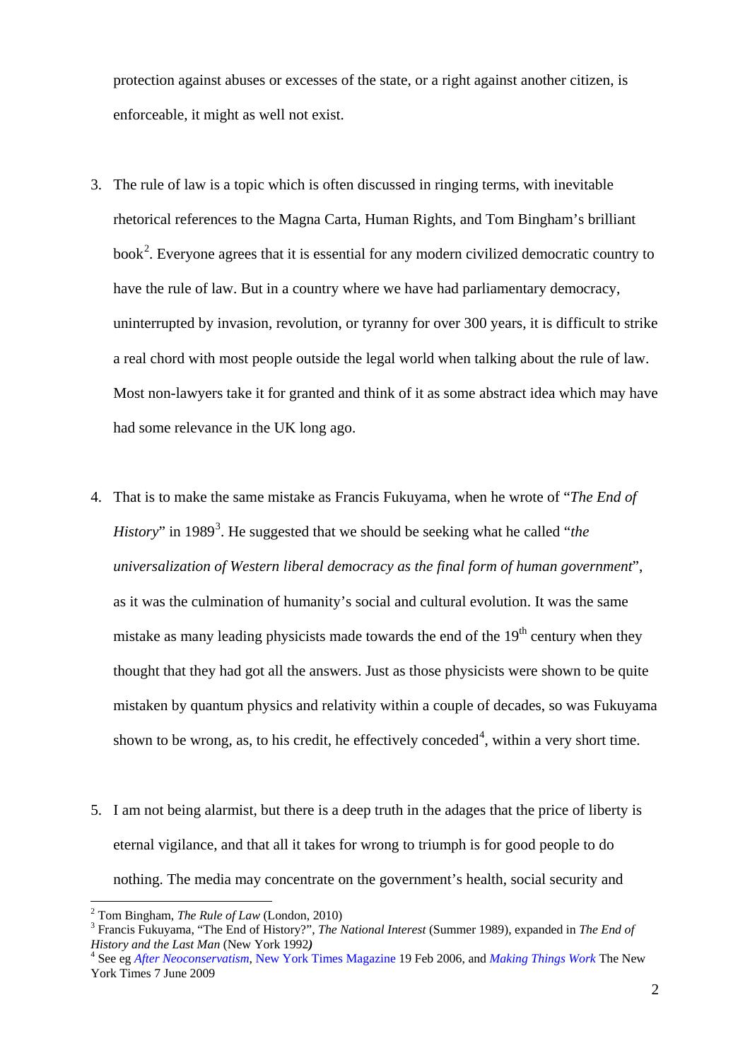protection against abuses or excesses of the state, or a right against another citizen, is enforceable, it might as well not exist.

3. The rule of law is a topic which is often discussed in ringing terms, with inevitable rhetorical references to the Magna Carta, Human Rights, and Tom Bingham's brilliant book[2]. Everyone agrees that it is essential for any modern civilized democratic country to have the rule of law. But in a country where we have had parliamentary democracy, uninterrupted by invasion, revolution, or tyranny for over 300 years, it is difficult to strike a real chord with most people outside the legal world when talking about the rule of law. Most non-lawyers take it for granted and think of it as some abstract idea which may have had some relevance in the UK long ago.

4. That is to make the same mistake as Francis Fukuyama, when he wrote of "*The End of History*" in 1989[3]. He suggested that we should be seeking what he called "*the universalization of Western liberal democracy as the final form of human government*", as it was the culmination of humanity's social and cultural evolution. It was the same mistake as many leading physicists made towards the end of the 19th century when they thought that they had got all the answers. Just as those physicists were shown to be quite mistaken by quantum physics and relativity within a couple of decades, so was Fukuyama shown to be wrong, as, to his credit, he effectively conceded[4], within a very short time.

5. I am not being alarmist, but there is a deep truth in the adages that the price of liberty is eternal vigilance, and that all it takes for wrong to triumph is for good people to do nothing. The media may concentrate on the government's health, social security and

---

[2] Tom Bingham, *The Rule of Law* (London, 2010)

[3] Francis Fukuyama, "The End of History?", *The National Interest* (Summer 1989), expanded in *The End of History and the Last Man* (New York 1992**)**

[4] See eg *After Neoconservatism*, New York Times Magazine 19 Feb 2006, and *Making Things Work* The New York Times 7 June 2009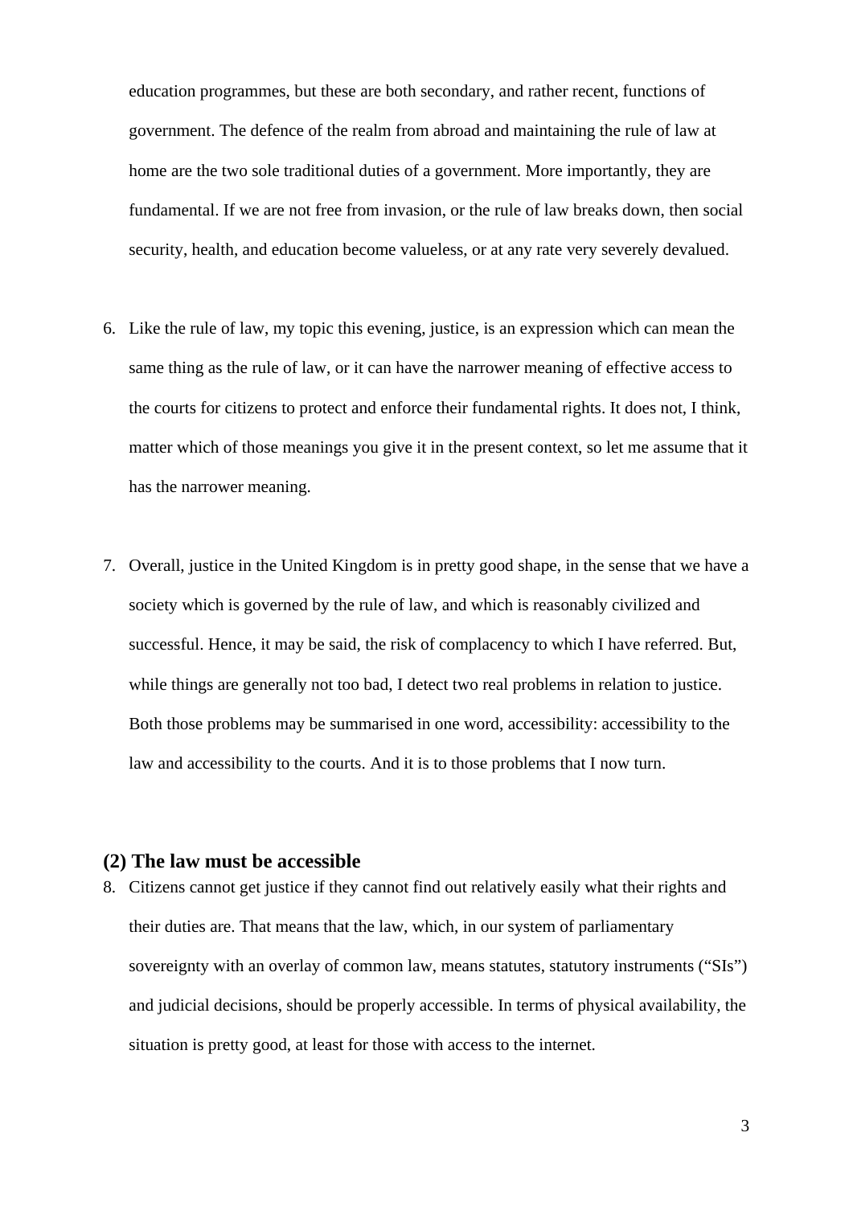education programmes, but these are both secondary, and rather recent, functions of government. The defence of the realm from abroad and maintaining the rule of law at home are the two sole traditional duties of a government. More importantly, they are fundamental. If we are not free from invasion, or the rule of law breaks down, then social security, health, and education become valueless, or at any rate very severely devalued.

6. Like the rule of law, my topic this evening, justice, is an expression which can mean the same thing as the rule of law, or it can have the narrower meaning of effective access to the courts for citizens to protect and enforce their fundamental rights. It does not, I think, matter which of those meanings you give it in the present context, so let me assume that it has the narrower meaning.

7. Overall, justice in the United Kingdom is in pretty good shape, in the sense that we have a society which is governed by the rule of law, and which is reasonably civilized and successful. Hence, it may be said, the risk of complacency to which I have referred. But, while things are generally not too bad, I detect two real problems in relation to justice. Both those problems may be summarised in one word, accessibility: accessibility to the law and accessibility to the courts. And it is to those problems that I now turn.

## (2) The law must be accessible

8. Citizens cannot get justice if they cannot find out relatively easily what their rights and their duties are. That means that the law, which, in our system of parliamentary sovereignty with an overlay of common law, means statutes, statutory instruments ("SIs") and judicial decisions, should be properly accessible. In terms of physical availability, the situation is pretty good, at least for those with access to the internet.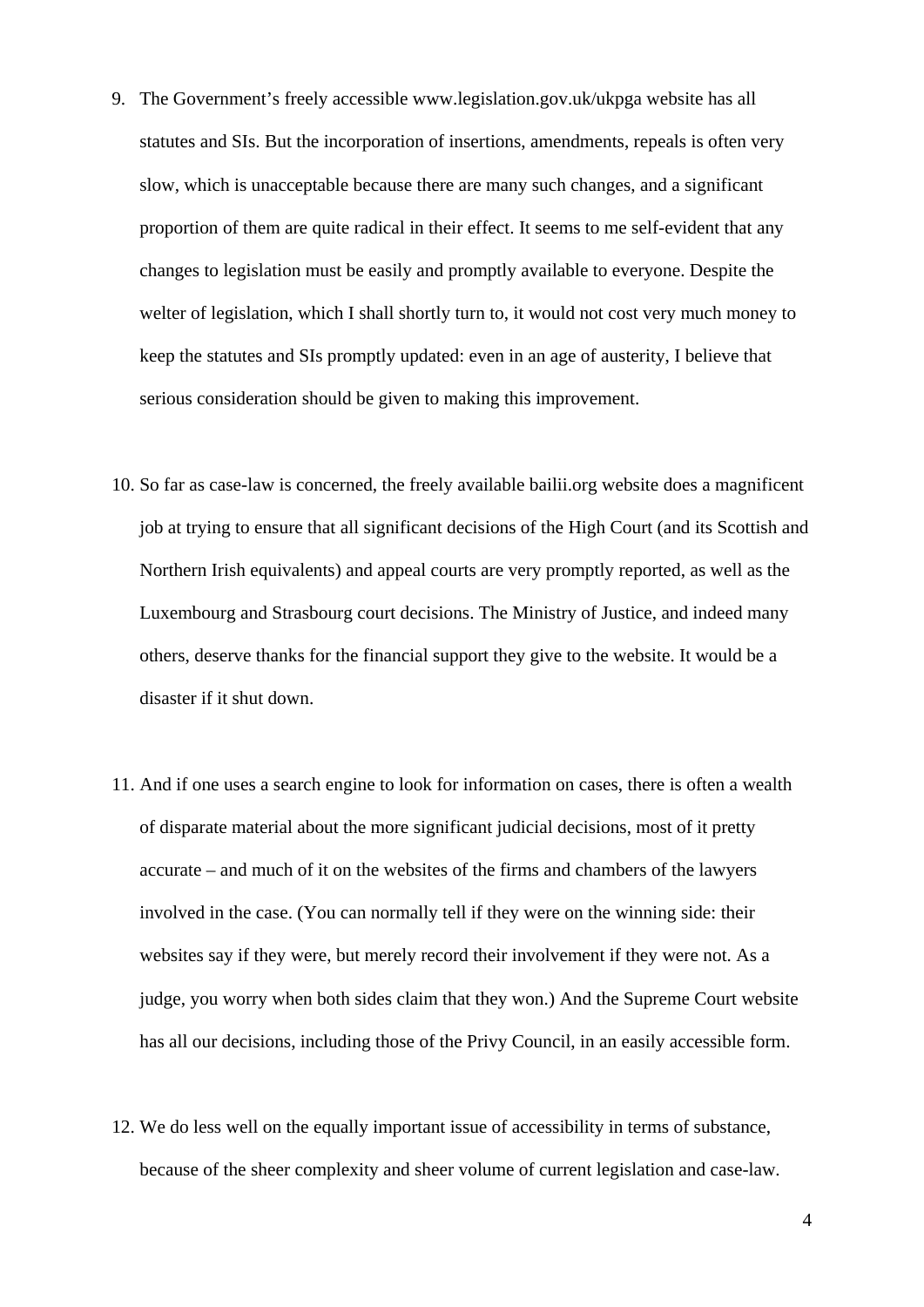9. The Government's freely accessible www.legislation.gov.uk/ukpga website has all statutes and SIs. But the incorporation of insertions, amendments, repeals is often very slow, which is unacceptable because there are many such changes, and a significant proportion of them are quite radical in their effect. It seems to me self-evident that any changes to legislation must be easily and promptly available to everyone. Despite the welter of legislation, which I shall shortly turn to, it would not cost very much money to keep the statutes and SIs promptly updated: even in an age of austerity, I believe that serious consideration should be given to making this improvement.

10. So far as case-law is concerned, the freely available bailii.org website does a magnificent job at trying to ensure that all significant decisions of the High Court (and its Scottish and Northern Irish equivalents) and appeal courts are very promptly reported, as well as the Luxembourg and Strasbourg court decisions. The Ministry of Justice, and indeed many others, deserve thanks for the financial support they give to the website. It would be a disaster if it shut down.

11. And if one uses a search engine to look for information on cases, there is often a wealth of disparate material about the more significant judicial decisions, most of it pretty accurate – and much of it on the websites of the firms and chambers of the lawyers involved in the case. (You can normally tell if they were on the winning side: their websites say if they were, but merely record their involvement if they were not. As a judge, you worry when both sides claim that they won.) And the Supreme Court website has all our decisions, including those of the Privy Council, in an easily accessible form.

12. We do less well on the equally important issue of accessibility in terms of substance, because of the sheer complexity and sheer volume of current legislation and case-law.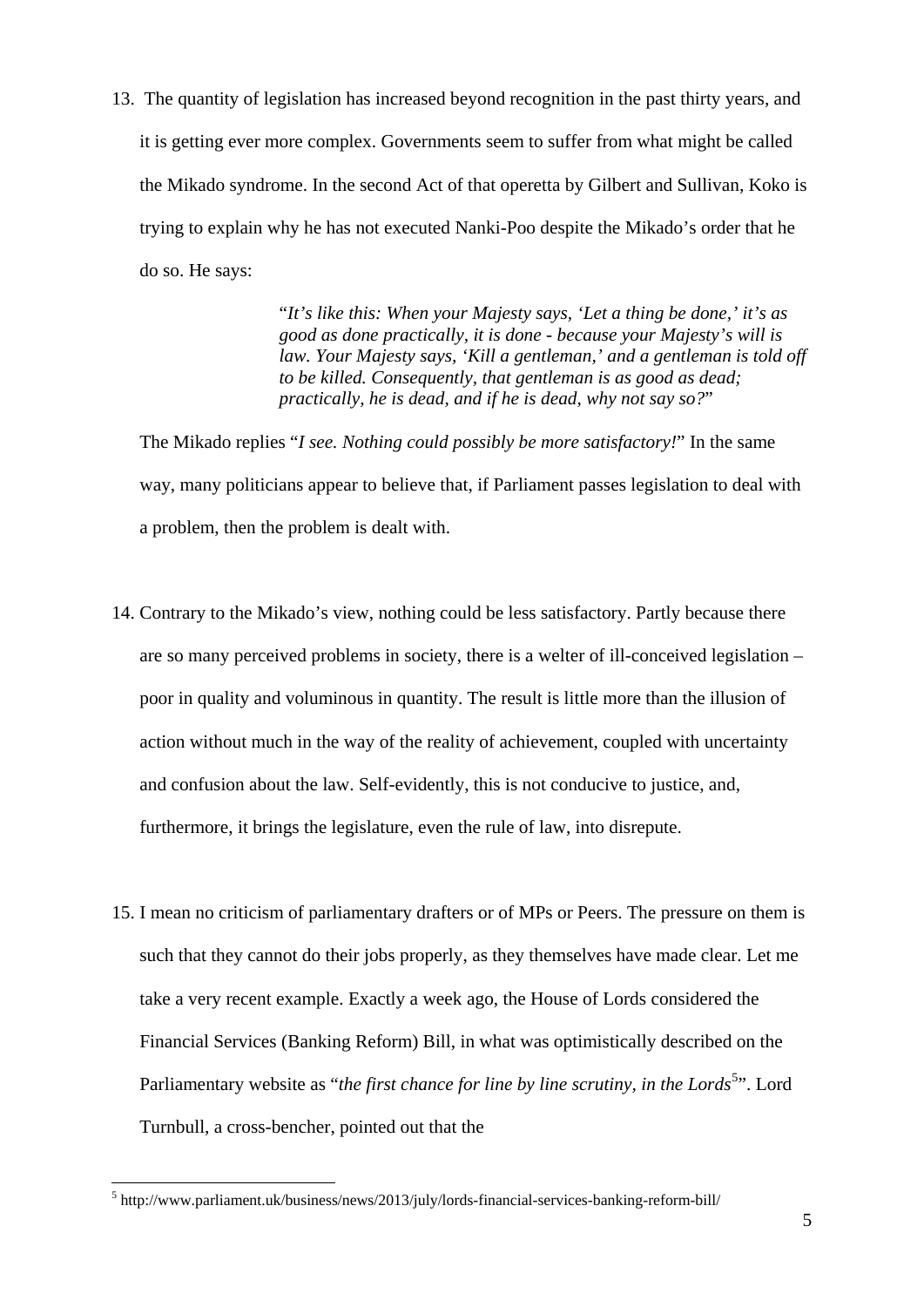13. The quantity of legislation has increased beyond recognition in the past thirty years, and it is getting ever more complex. Governments seem to suffer from what might be called the Mikado syndrome. In the second Act of that operetta by Gilbert and Sullivan, Koko is trying to explain why he has not executed Nanki-Poo despite the Mikado's order that he do so. He says:

> "*It's like this: When your Majesty says, 'Let a thing be done,' it's as good as done practically, it is done - because your Majesty's will is law. Your Majesty says, 'Kill a gentleman,' and a gentleman is told off to be killed. Consequently, that gentleman is as good as dead; practically, he is dead, and if he is dead, why not say so?*"

The Mikado replies "*I see. Nothing could possibly be more satisfactory!*" In the same way, many politicians appear to believe that, if Parliament passes legislation to deal with a problem, then the problem is dealt with.

14. Contrary to the Mikado's view, nothing could be less satisfactory. Partly because there are so many perceived problems in society, there is a welter of ill-conceived legislation – poor in quality and voluminous in quantity. The result is little more than the illusion of action without much in the way of the reality of achievement, coupled with uncertainty and confusion about the law. Self-evidently, this is not conducive to justice, and, furthermore, it brings the legislature, even the rule of law, into disrepute.

15. I mean no criticism of parliamentary drafters or of MPs or Peers. The pressure on them is such that they cannot do their jobs properly, as they themselves have made clear. Let me take a very recent example. Exactly a week ago, the House of Lords considered the Financial Services (Banking Reform) Bill, in what was optimistically described on the Parliamentary website as "*the first chance for line by line scrutiny, in the Lords*[5]". Lord Turnbull, a cross-bencher, pointed out that the

---

[5] http://www.parliament.uk/business/news/2013/july/lords-financial-services-banking-reform-bill/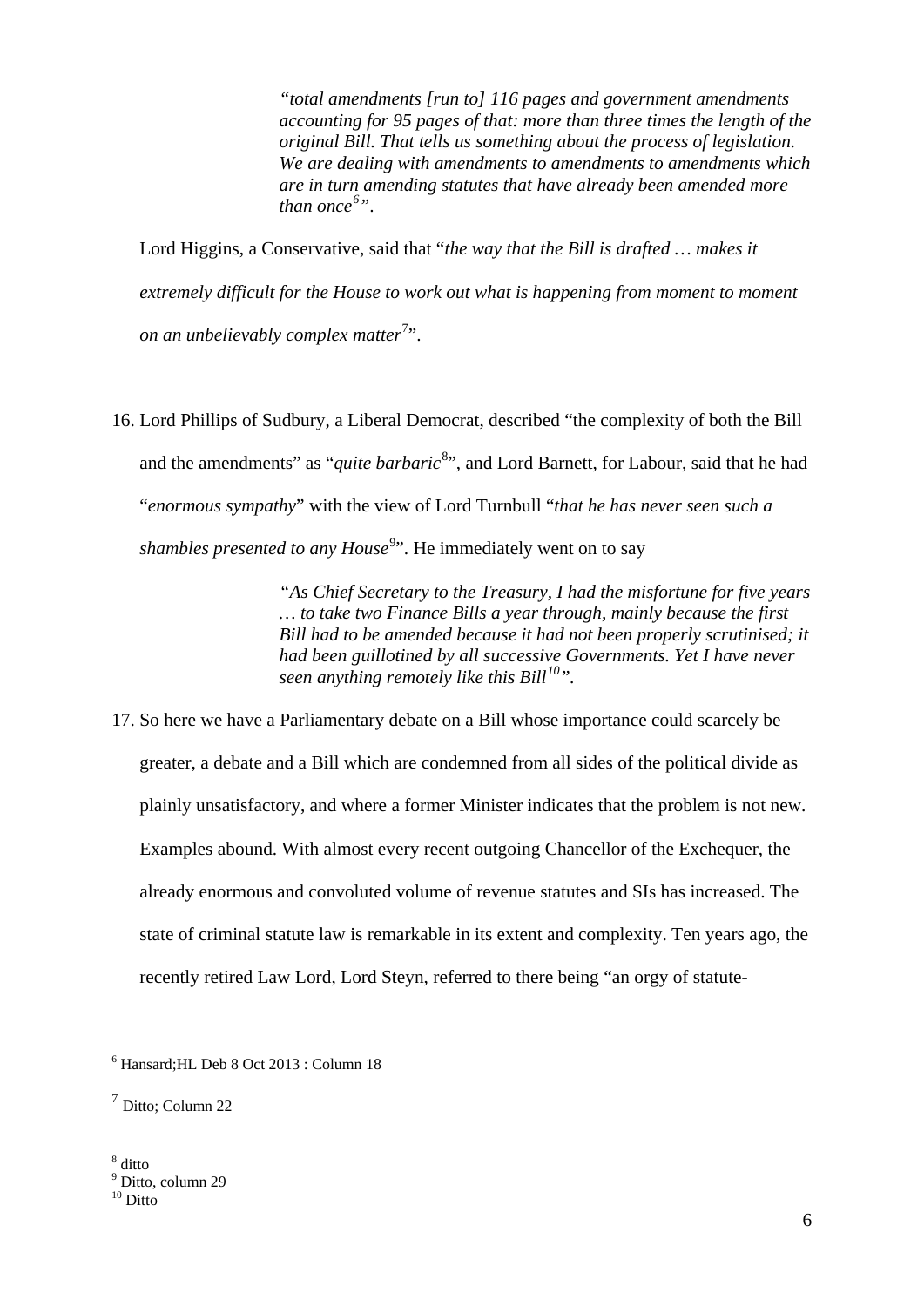> *"total amendments [run to] 116 pages and government amendments accounting for 95 pages of that: more than three times the length of the original Bill. That tells us something about the process of legislation. We are dealing with amendments to amendments to amendments which are in turn amending statutes that have already been amended more than once[6]".*

Lord Higgins, a Conservative, said that "*the way that the Bill is drafted … makes it extremely difficult for the House to work out what is happening from moment to moment on an unbelievably complex matter*[7]".

16. Lord Phillips of Sudbury, a Liberal Democrat, described "the complexity of both the Bill and the amendments" as "*quite barbaric*[8]", and Lord Barnett, for Labour, said that he had "*enormous sympathy*" with the view of Lord Turnbull "*that he has never seen such a shambles presented to any House*[9]". He immediately went on to say

> *"As Chief Secretary to the Treasury, I had the misfortune for five years … to take two Finance Bills a year through, mainly because the first Bill had to be amended because it had not been properly scrutinised; it had been guillotined by all successive Governments. Yet I have never seen anything remotely like this Bill[10]".*

17. So here we have a Parliamentary debate on a Bill whose importance could scarcely be greater, a debate and a Bill which are condemned from all sides of the political divide as plainly unsatisfactory, and where a former Minister indicates that the problem is not new. Examples abound. With almost every recent outgoing Chancellor of the Exchequer, the already enormous and convoluted volume of revenue statutes and SIs has increased. The state of criminal statute law is remarkable in its extent and complexity. Ten years ago, the recently retired Law Lord, Lord Steyn, referred to there being "an orgy of statute-

---

[6] Hansard;HL Deb 8 Oct 2013 : Column 18

[7] Ditto; Column 22

[8] ditto

[9] Ditto, column 29

[10] Ditto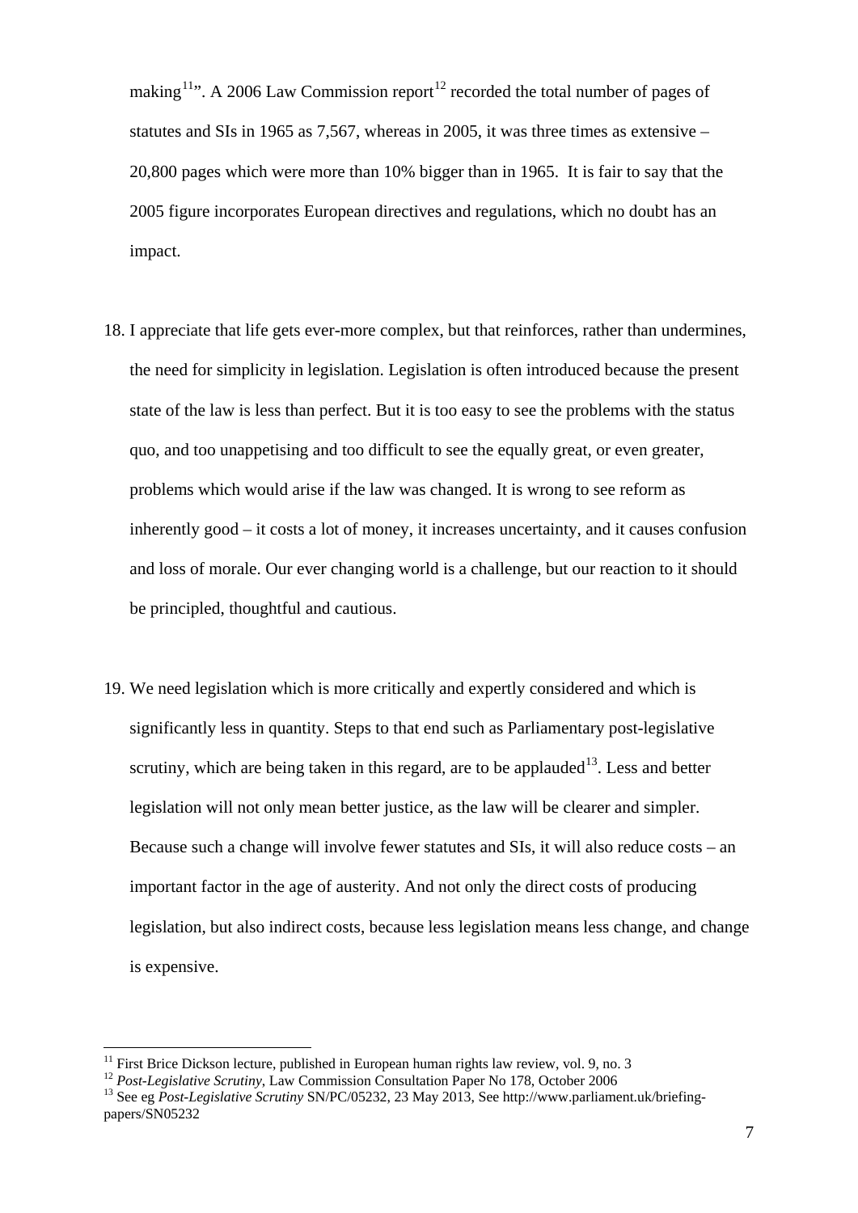making[11]". A 2006 Law Commission report[12] recorded the total number of pages of statutes and SIs in 1965 as 7,567, whereas in 2005, it was three times as extensive – 20,800 pages which were more than 10% bigger than in 1965. It is fair to say that the 2005 figure incorporates European directives and regulations, which no doubt has an impact.

18. I appreciate that life gets ever-more complex, but that reinforces, rather than undermines, the need for simplicity in legislation. Legislation is often introduced because the present state of the law is less than perfect. But it is too easy to see the problems with the status quo, and too unappetising and too difficult to see the equally great, or even greater, problems which would arise if the law was changed. It is wrong to see reform as inherently good – it costs a lot of money, it increases uncertainty, and it causes confusion and loss of morale. Our ever changing world is a challenge, but our reaction to it should be principled, thoughtful and cautious.

19. We need legislation which is more critically and expertly considered and which is significantly less in quantity. Steps to that end such as Parliamentary post-legislative scrutiny, which are being taken in this regard, are to be applauded[13]. Less and better legislation will not only mean better justice, as the law will be clearer and simpler. Because such a change will involve fewer statutes and SIs, it will also reduce costs – an important factor in the age of austerity. And not only the direct costs of producing legislation, but also indirect costs, because less legislation means less change, and change is expensive.

---

[11] First Brice Dickson lecture, published in European human rights law review, vol. 9, no. 3

[12] *Post-Legislative Scrutiny*, Law Commission Consultation Paper No 178, October 2006

[13] See eg *Post-Legislative Scrutiny* SN/PC/05232, 23 May 2013, See http://www.parliament.uk/briefing-papers/SN05232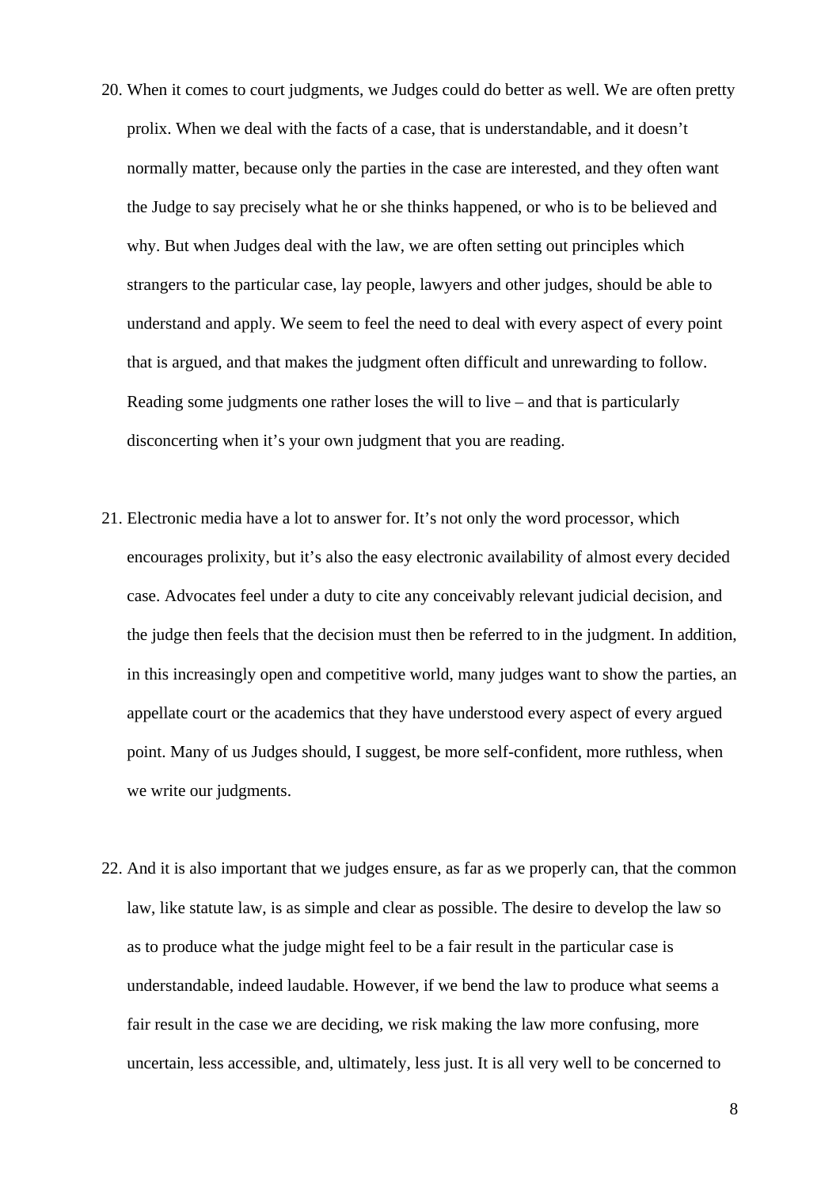20. When it comes to court judgments, we Judges could do better as well. We are often pretty prolix. When we deal with the facts of a case, that is understandable, and it doesn't normally matter, because only the parties in the case are interested, and they often want the Judge to say precisely what he or she thinks happened, or who is to be believed and why. But when Judges deal with the law, we are often setting out principles which strangers to the particular case, lay people, lawyers and other judges, should be able to understand and apply. We seem to feel the need to deal with every aspect of every point that is argued, and that makes the judgment often difficult and unrewarding to follow. Reading some judgments one rather loses the will to live – and that is particularly disconcerting when it's your own judgment that you are reading.

21. Electronic media have a lot to answer for. It's not only the word processor, which encourages prolixity, but it's also the easy electronic availability of almost every decided case. Advocates feel under a duty to cite any conceivably relevant judicial decision, and the judge then feels that the decision must then be referred to in the judgment. In addition, in this increasingly open and competitive world, many judges want to show the parties, an appellate court or the academics that they have understood every aspect of every argued point. Many of us Judges should, I suggest, be more self-confident, more ruthless, when we write our judgments.

22. And it is also important that we judges ensure, as far as we properly can, that the common law, like statute law, is as simple and clear as possible. The desire to develop the law so as to produce what the judge might feel to be a fair result in the particular case is understandable, indeed laudable. However, if we bend the law to produce what seems a fair result in the case we are deciding, we risk making the law more confusing, more uncertain, less accessible, and, ultimately, less just. It is all very well to be concerned to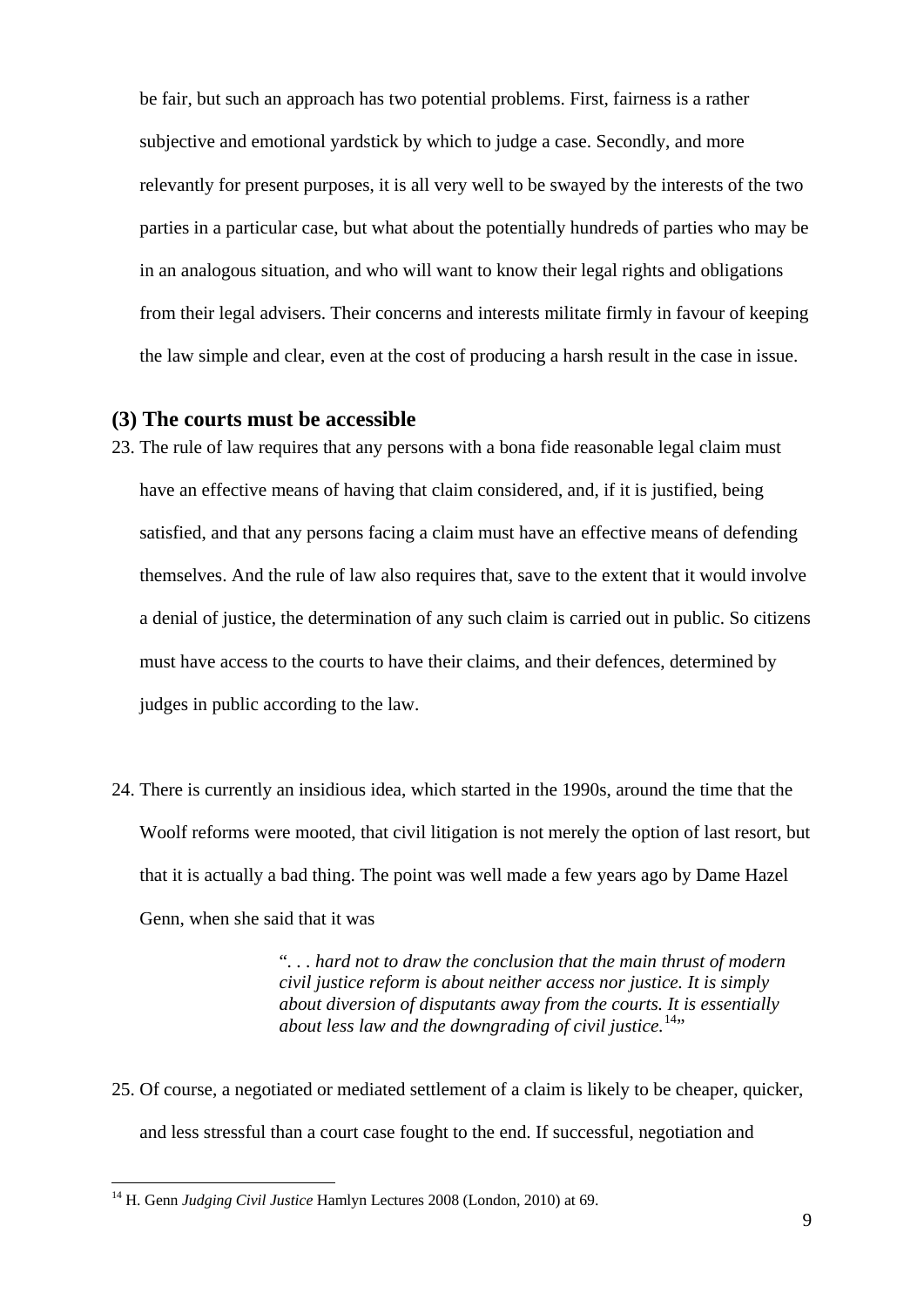be fair, but such an approach has two potential problems. First, fairness is a rather subjective and emotional yardstick by which to judge a case. Secondly, and more relevantly for present purposes, it is all very well to be swayed by the interests of the two parties in a particular case, but what about the potentially hundreds of parties who may be in an analogous situation, and who will want to know their legal rights and obligations from their legal advisers. Their concerns and interests militate firmly in favour of keeping the law simple and clear, even at the cost of producing a harsh result in the case in issue.

### (3) The courts must be accessible

23. The rule of law requires that any persons with a bona fide reasonable legal claim must have an effective means of having that claim considered, and, if it is justified, being satisfied, and that any persons facing a claim must have an effective means of defending themselves. And the rule of law also requires that, save to the extent that it would involve a denial of justice, the determination of any such claim is carried out in public. So citizens must have access to the courts to have their claims, and their defences, determined by judges in public according to the law.

24. There is currently an insidious idea, which started in the 1990s, around the time that the Woolf reforms were mooted, that civil litigation is not merely the option of last resort, but that it is actually a bad thing. The point was well made a few years ago by Dame Hazel Genn, when she said that it was

> ". . . *hard not to draw the conclusion that the main thrust of modern civil justice reform is about neither access nor justice. It is simply about diversion of disputants away from the courts. It is essentially about less law and the downgrading of civil justice.*[14]"

25. Of course, a negotiated or mediated settlement of a claim is likely to be cheaper, quicker, and less stressful than a court case fought to the end. If successful, negotiation and

[14] H. Genn *Judging Civil Justice* Hamlyn Lectures 2008 (London, 2010) at 69.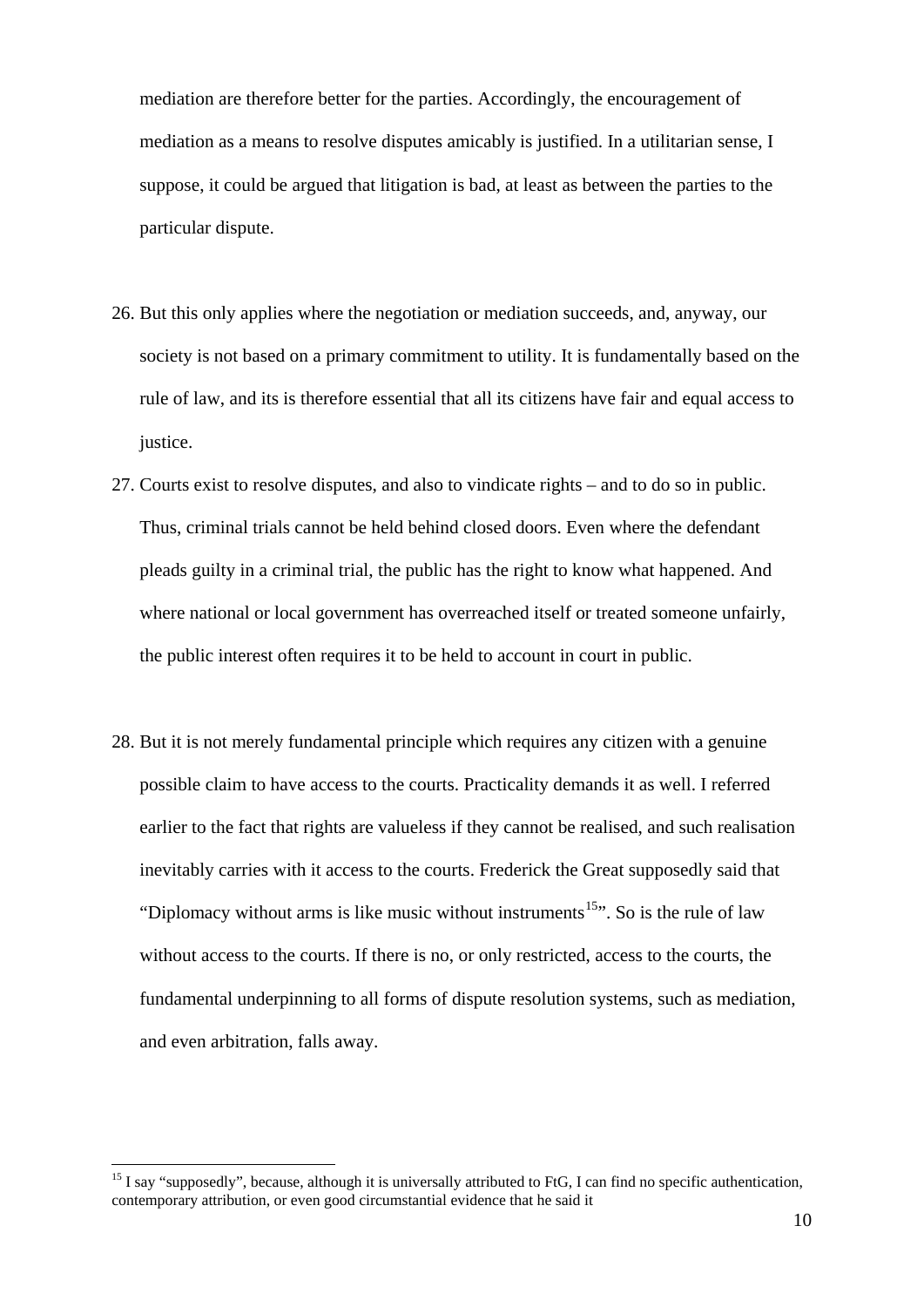mediation are therefore better for the parties. Accordingly, the encouragement of mediation as a means to resolve disputes amicably is justified. In a utilitarian sense, I suppose, it could be argued that litigation is bad, at least as between the parties to the particular dispute.

26. But this only applies where the negotiation or mediation succeeds, and, anyway, our society is not based on a primary commitment to utility. It is fundamentally based on the rule of law, and its is therefore essential that all its citizens have fair and equal access to justice.

27. Courts exist to resolve disputes, and also to vindicate rights – and to do so in public. Thus, criminal trials cannot be held behind closed doors. Even where the defendant pleads guilty in a criminal trial, the public has the right to know what happened. And where national or local government has overreached itself or treated someone unfairly, the public interest often requires it to be held to account in court in public.

28. But it is not merely fundamental principle which requires any citizen with a genuine possible claim to have access to the courts. Practicality demands it as well. I referred earlier to the fact that rights are valueless if they cannot be realised, and such realisation inevitably carries with it access to the courts. Frederick the Great supposedly said that "Diplomacy without arms is like music without instruments[15]". So is the rule of law without access to the courts. If there is no, or only restricted, access to the courts, the fundamental underpinning to all forms of dispute resolution systems, such as mediation, and even arbitration, falls away.

[15] I say "supposedly", because, although it is universally attributed to FtG, I can find no specific authentication, contemporary attribution, or even good circumstantial evidence that he said it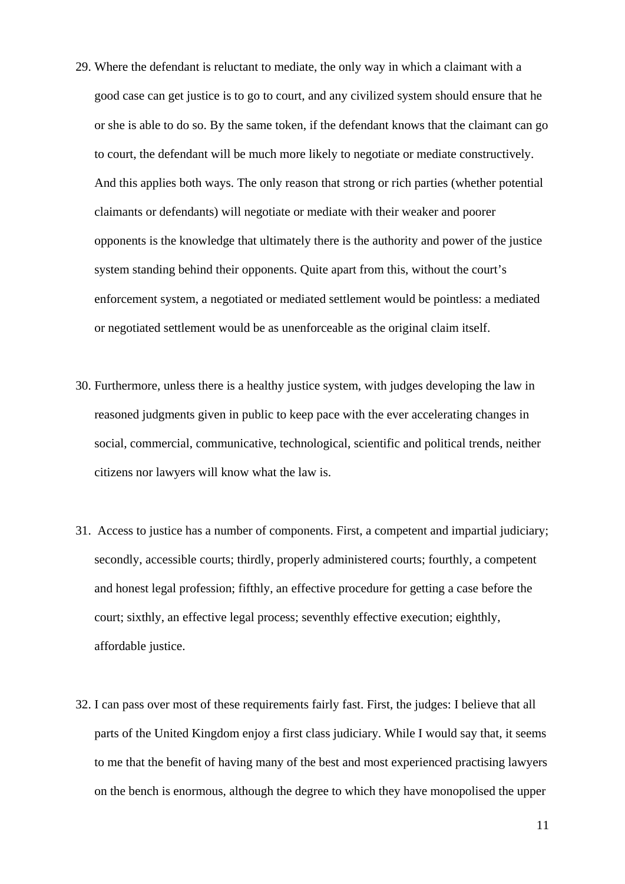29. Where the defendant is reluctant to mediate, the only way in which a claimant with a good case can get justice is to go to court, and any civilized system should ensure that he or she is able to do so. By the same token, if the defendant knows that the claimant can go to court, the defendant will be much more likely to negotiate or mediate constructively. And this applies both ways. The only reason that strong or rich parties (whether potential claimants or defendants) will negotiate or mediate with their weaker and poorer opponents is the knowledge that ultimately there is the authority and power of the justice system standing behind their opponents. Quite apart from this, without the court's enforcement system, a negotiated or mediated settlement would be pointless: a mediated or negotiated settlement would be as unenforceable as the original claim itself.

30. Furthermore, unless there is a healthy justice system, with judges developing the law in reasoned judgments given in public to keep pace with the ever accelerating changes in social, commercial, communicative, technological, scientific and political trends, neither citizens nor lawyers will know what the law is.

31. Access to justice has a number of components. First, a competent and impartial judiciary; secondly, accessible courts; thirdly, properly administered courts; fourthly, a competent and honest legal profession; fifthly, an effective procedure for getting a case before the court; sixthly, an effective legal process; seventhly effective execution; eighthly, affordable justice.

32. I can pass over most of these requirements fairly fast. First, the judges: I believe that all parts of the United Kingdom enjoy a first class judiciary. While I would say that, it seems to me that the benefit of having many of the best and most experienced practising lawyers on the bench is enormous, although the degree to which they have monopolised the upper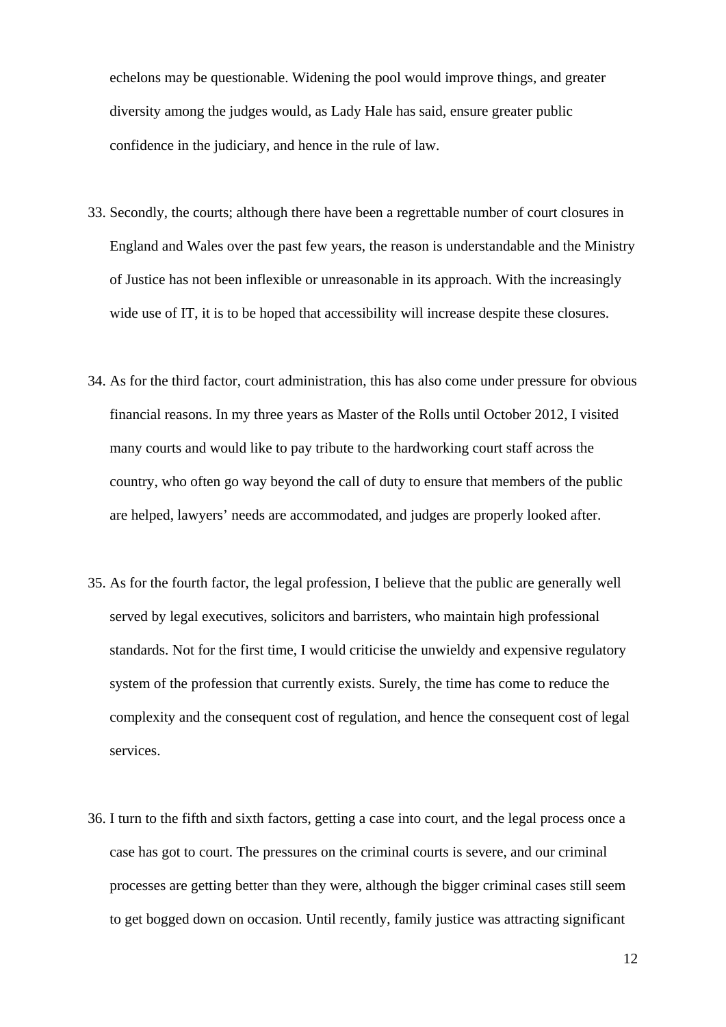echelons may be questionable. Widening the pool would improve things, and greater diversity among the judges would, as Lady Hale has said, ensure greater public confidence in the judiciary, and hence in the rule of law.

33. Secondly, the courts; although there have been a regrettable number of court closures in England and Wales over the past few years, the reason is understandable and the Ministry of Justice has not been inflexible or unreasonable in its approach. With the increasingly wide use of IT, it is to be hoped that accessibility will increase despite these closures.

34. As for the third factor, court administration, this has also come under pressure for obvious financial reasons. In my three years as Master of the Rolls until October 2012, I visited many courts and would like to pay tribute to the hardworking court staff across the country, who often go way beyond the call of duty to ensure that members of the public are helped, lawyers' needs are accommodated, and judges are properly looked after.

35. As for the fourth factor, the legal profession, I believe that the public are generally well served by legal executives, solicitors and barristers, who maintain high professional standards. Not for the first time, I would criticise the unwieldy and expensive regulatory system of the profession that currently exists. Surely, the time has come to reduce the complexity and the consequent cost of regulation, and hence the consequent cost of legal services.

36. I turn to the fifth and sixth factors, getting a case into court, and the legal process once a case has got to court. The pressures on the criminal courts is severe, and our criminal processes are getting better than they were, although the bigger criminal cases still seem to get bogged down on occasion. Until recently, family justice was attracting significant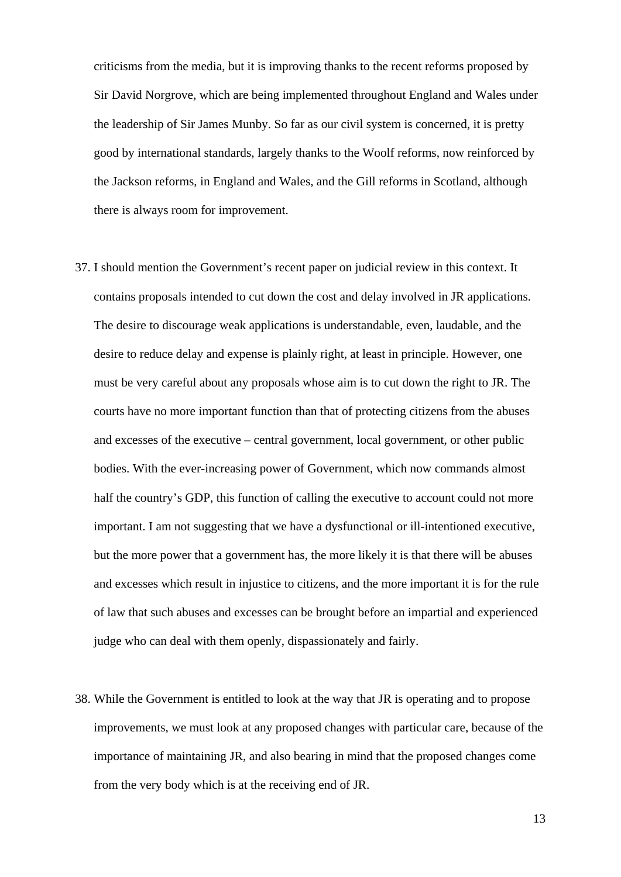criticisms from the media, but it is improving thanks to the recent reforms proposed by Sir David Norgrove, which are being implemented throughout England and Wales under the leadership of Sir James Munby. So far as our civil system is concerned, it is pretty good by international standards, largely thanks to the Woolf reforms, now reinforced by the Jackson reforms, in England and Wales, and the Gill reforms in Scotland, although there is always room for improvement.

37. I should mention the Government's recent paper on judicial review in this context. It contains proposals intended to cut down the cost and delay involved in JR applications. The desire to discourage weak applications is understandable, even, laudable, and the desire to reduce delay and expense is plainly right, at least in principle. However, one must be very careful about any proposals whose aim is to cut down the right to JR. The courts have no more important function than that of protecting citizens from the abuses and excesses of the executive – central government, local government, or other public bodies. With the ever-increasing power of Government, which now commands almost half the country's GDP, this function of calling the executive to account could not more important. I am not suggesting that we have a dysfunctional or ill-intentioned executive, but the more power that a government has, the more likely it is that there will be abuses and excesses which result in injustice to citizens, and the more important it is for the rule of law that such abuses and excesses can be brought before an impartial and experienced judge who can deal with them openly, dispassionately and fairly.

38. While the Government is entitled to look at the way that JR is operating and to propose improvements, we must look at any proposed changes with particular care, because of the importance of maintaining JR, and also bearing in mind that the proposed changes come from the very body which is at the receiving end of JR.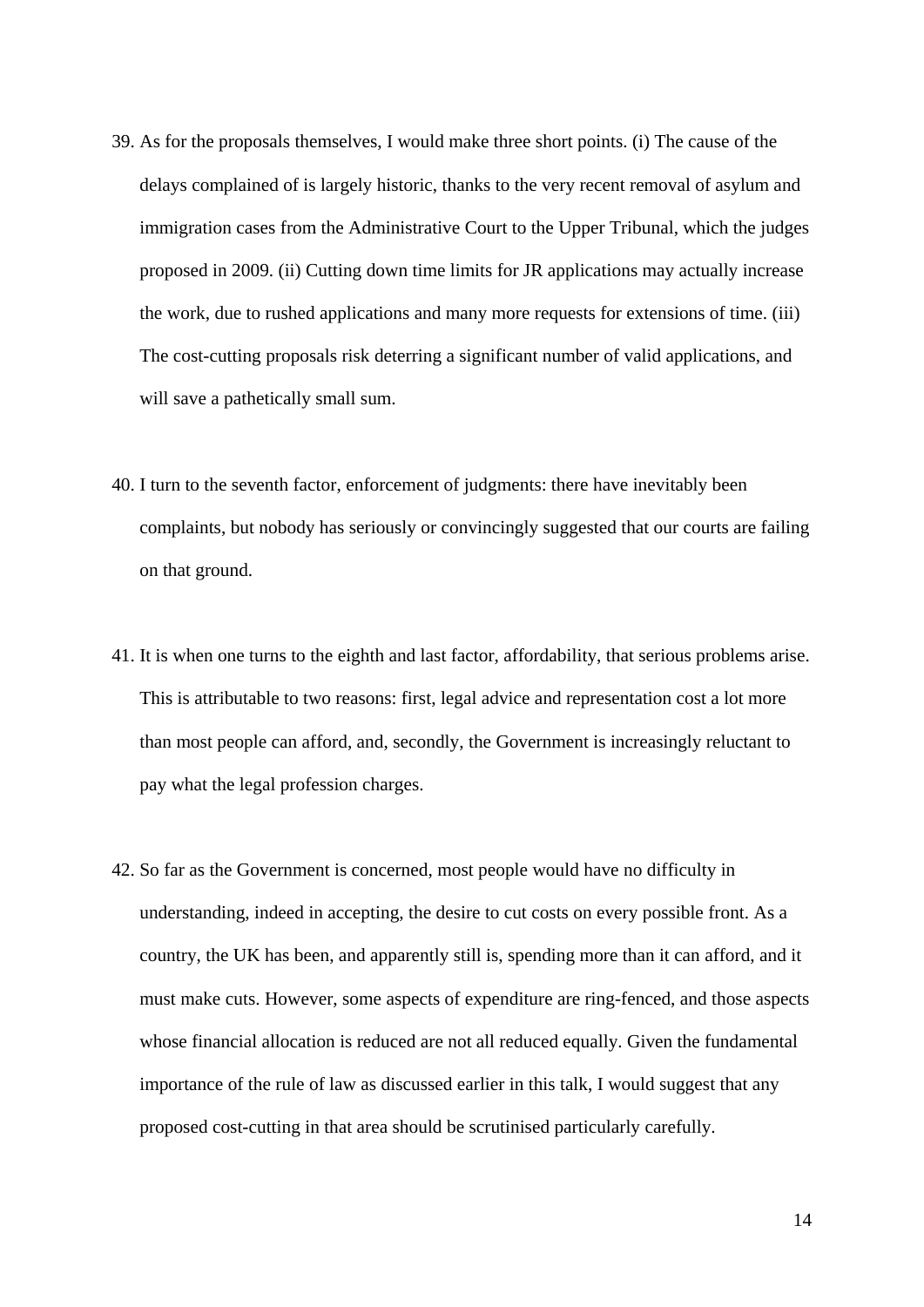39. As for the proposals themselves, I would make three short points. (i) The cause of the delays complained of is largely historic, thanks to the very recent removal of asylum and immigration cases from the Administrative Court to the Upper Tribunal, which the judges proposed in 2009. (ii) Cutting down time limits for JR applications may actually increase the work, due to rushed applications and many more requests for extensions of time. (iii) The cost-cutting proposals risk deterring a significant number of valid applications, and will save a pathetically small sum.

40. I turn to the seventh factor, enforcement of judgments: there have inevitably been complaints, but nobody has seriously or convincingly suggested that our courts are failing on that ground.

41. It is when one turns to the eighth and last factor, affordability, that serious problems arise. This is attributable to two reasons: first, legal advice and representation cost a lot more than most people can afford, and, secondly, the Government is increasingly reluctant to pay what the legal profession charges.

42. So far as the Government is concerned, most people would have no difficulty in understanding, indeed in accepting, the desire to cut costs on every possible front. As a country, the UK has been, and apparently still is, spending more than it can afford, and it must make cuts. However, some aspects of expenditure are ring-fenced, and those aspects whose financial allocation is reduced are not all reduced equally. Given the fundamental importance of the rule of law as discussed earlier in this talk, I would suggest that any proposed cost-cutting in that area should be scrutinised particularly carefully.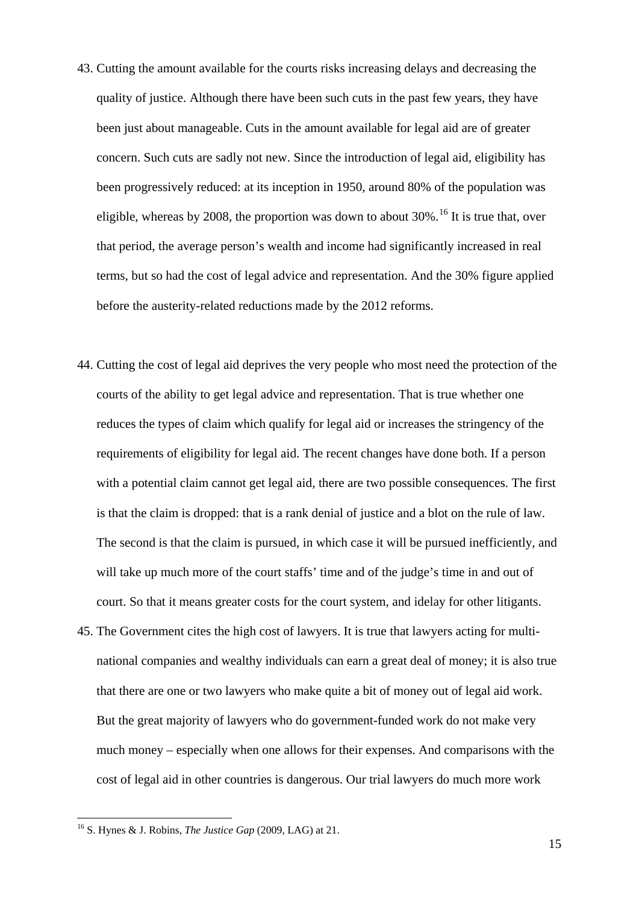43. Cutting the amount available for the courts risks increasing delays and decreasing the quality of justice. Although there have been such cuts in the past few years, they have been just about manageable. Cuts in the amount available for legal aid are of greater concern. Such cuts are sadly not new. Since the introduction of legal aid, eligibility has been progressively reduced: at its inception in 1950, around 80% of the population was eligible, whereas by 2008, the proportion was down to about 30%.[16] It is true that, over that period, the average person's wealth and income had significantly increased in real terms, but so had the cost of legal advice and representation. And the 30% figure applied before the austerity-related reductions made by the 2012 reforms.

44. Cutting the cost of legal aid deprives the very people who most need the protection of the courts of the ability to get legal advice and representation. That is true whether one reduces the types of claim which qualify for legal aid or increases the stringency of the requirements of eligibility for legal aid. The recent changes have done both. If a person with a potential claim cannot get legal aid, there are two possible consequences. The first is that the claim is dropped: that is a rank denial of justice and a blot on the rule of law. The second is that the claim is pursued, in which case it will be pursued inefficiently, and will take up much more of the court staffs' time and of the judge's time in and out of court. So that it means greater costs for the court system, and idelay for other litigants.

45. The Government cites the high cost of lawyers. It is true that lawyers acting for multi-national companies and wealthy individuals can earn a great deal of money; it is also true that there are one or two lawyers who make quite a bit of money out of legal aid work. But the great majority of lawyers who do government-funded work do not make very much money – especially when one allows for their expenses. And comparisons with the cost of legal aid in other countries is dangerous. Our trial lawyers do much more work

[16] S. Hynes & J. Robins, *The Justice Gap* (2009, LAG) at 21.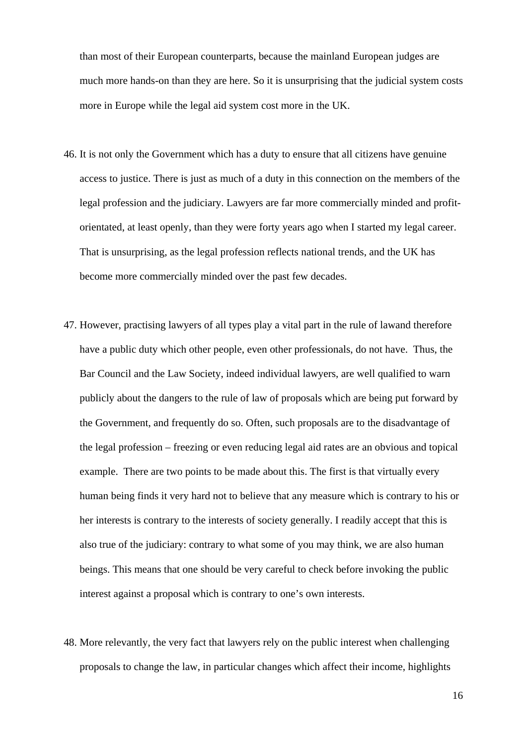than most of their European counterparts, because the mainland European judges are much more hands-on than they are here. So it is unsurprising that the judicial system costs more in Europe while the legal aid system cost more in the UK.

46. It is not only the Government which has a duty to ensure that all citizens have genuine access to justice. There is just as much of a duty in this connection on the members of the legal profession and the judiciary. Lawyers are far more commercially minded and profit-orientated, at least openly, than they were forty years ago when I started my legal career. That is unsurprising, as the legal profession reflects national trends, and the UK has become more commercially minded over the past few decades.

47. However, practising lawyers of all types play a vital part in the rule of lawand therefore have a public duty which other people, even other professionals, do not have. Thus, the Bar Council and the Law Society, indeed individual lawyers, are well qualified to warn publicly about the dangers to the rule of law of proposals which are being put forward by the Government, and frequently do so. Often, such proposals are to the disadvantage of the legal profession – freezing or even reducing legal aid rates are an obvious and topical example. There are two points to be made about this. The first is that virtually every human being finds it very hard not to believe that any measure which is contrary to his or her interests is contrary to the interests of society generally. I readily accept that this is also true of the judiciary: contrary to what some of you may think, we are also human beings. This means that one should be very careful to check before invoking the public interest against a proposal which is contrary to one's own interests.

48. More relevantly, the very fact that lawyers rely on the public interest when challenging proposals to change the law, in particular changes which affect their income, highlights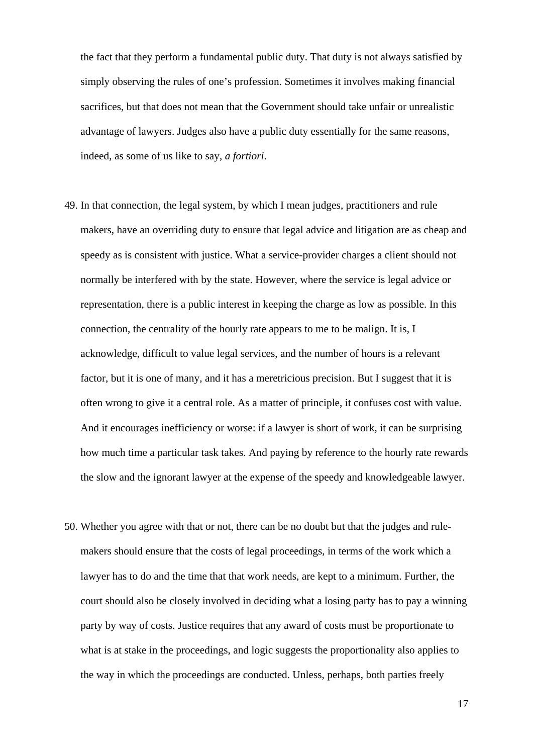the fact that they perform a fundamental public duty. That duty is not always satisfied by simply observing the rules of one's profession. Sometimes it involves making financial sacrifices, but that does not mean that the Government should take unfair or unrealistic advantage of lawyers. Judges also have a public duty essentially for the same reasons, indeed, as some of us like to say, *a fortiori*.

49. In that connection, the legal system, by which I mean judges, practitioners and rule makers, have an overriding duty to ensure that legal advice and litigation are as cheap and speedy as is consistent with justice. What a service-provider charges a client should not normally be interfered with by the state. However, where the service is legal advice or representation, there is a public interest in keeping the charge as low as possible. In this connection, the centrality of the hourly rate appears to me to be malign. It is, I acknowledge, difficult to value legal services, and the number of hours is a relevant factor, but it is one of many, and it has a meretricious precision. But I suggest that it is often wrong to give it a central role. As a matter of principle, it confuses cost with value. And it encourages inefficiency or worse: if a lawyer is short of work, it can be surprising how much time a particular task takes. And paying by reference to the hourly rate rewards the slow and the ignorant lawyer at the expense of the speedy and knowledgeable lawyer.

50. Whether you agree with that or not, there can be no doubt but that the judges and rule-makers should ensure that the costs of legal proceedings, in terms of the work which a lawyer has to do and the time that that work needs, are kept to a minimum. Further, the court should also be closely involved in deciding what a losing party has to pay a winning party by way of costs. Justice requires that any award of costs must be proportionate to what is at stake in the proceedings, and logic suggests the proportionality also applies to the way in which the proceedings are conducted. Unless, perhaps, both parties freely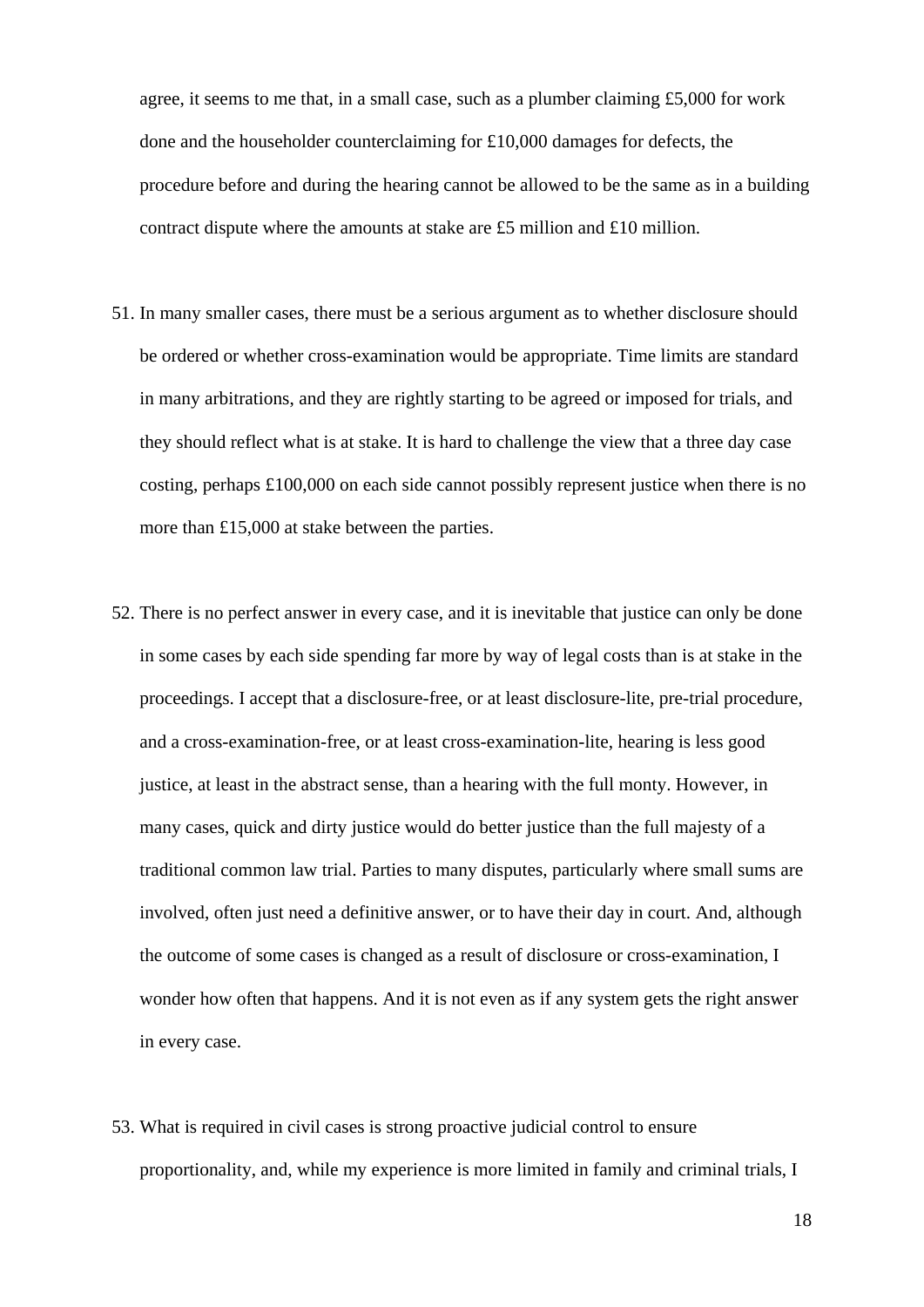agree, it seems to me that, in a small case, such as a plumber claiming £5,000 for work done and the householder counterclaiming for £10,000 damages for defects, the procedure before and during the hearing cannot be allowed to be the same as in a building contract dispute where the amounts at stake are £5 million and £10 million.

51. In many smaller cases, there must be a serious argument as to whether disclosure should be ordered or whether cross-examination would be appropriate. Time limits are standard in many arbitrations, and they are rightly starting to be agreed or imposed for trials, and they should reflect what is at stake. It is hard to challenge the view that a three day case costing, perhaps £100,000 on each side cannot possibly represent justice when there is no more than £15,000 at stake between the parties.

52. There is no perfect answer in every case, and it is inevitable that justice can only be done in some cases by each side spending far more by way of legal costs than is at stake in the proceedings. I accept that a disclosure-free, or at least disclosure-lite, pre-trial procedure, and a cross-examination-free, or at least cross-examination-lite, hearing is less good justice, at least in the abstract sense, than a hearing with the full monty. However, in many cases, quick and dirty justice would do better justice than the full majesty of a traditional common law trial. Parties to many disputes, particularly where small sums are involved, often just need a definitive answer, or to have their day in court. And, although the outcome of some cases is changed as a result of disclosure or cross-examination, I wonder how often that happens. And it is not even as if any system gets the right answer in every case.

53. What is required in civil cases is strong proactive judicial control to ensure proportionality, and, while my experience is more limited in family and criminal trials, I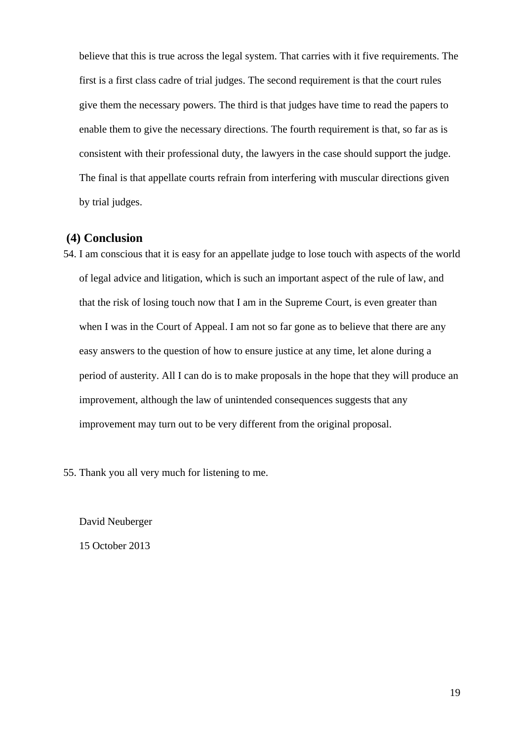believe that this is true across the legal system. That carries with it five requirements. The first is a first class cadre of trial judges. The second requirement is that the court rules give them the necessary powers. The third is that judges have time to read the papers to enable them to give the necessary directions. The fourth requirement is that, so far as is consistent with their professional duty, the lawyers in the case should support the judge. The final is that appellate courts refrain from interfering with muscular directions given by trial judges.

## (4) Conclusion

54. I am conscious that it is easy for an appellate judge to lose touch with aspects of the world of legal advice and litigation, which is such an important aspect of the rule of law, and that the risk of losing touch now that I am in the Supreme Court, is even greater than when I was in the Court of Appeal. I am not so far gone as to believe that there are any easy answers to the question of how to ensure justice at any time, let alone during a period of austerity. All I can do is to make proposals in the hope that they will produce an improvement, although the law of unintended consequences suggests that any improvement may turn out to be very different from the original proposal.

55. Thank you all very much for listening to me.

David Neuberger

15 October 2013